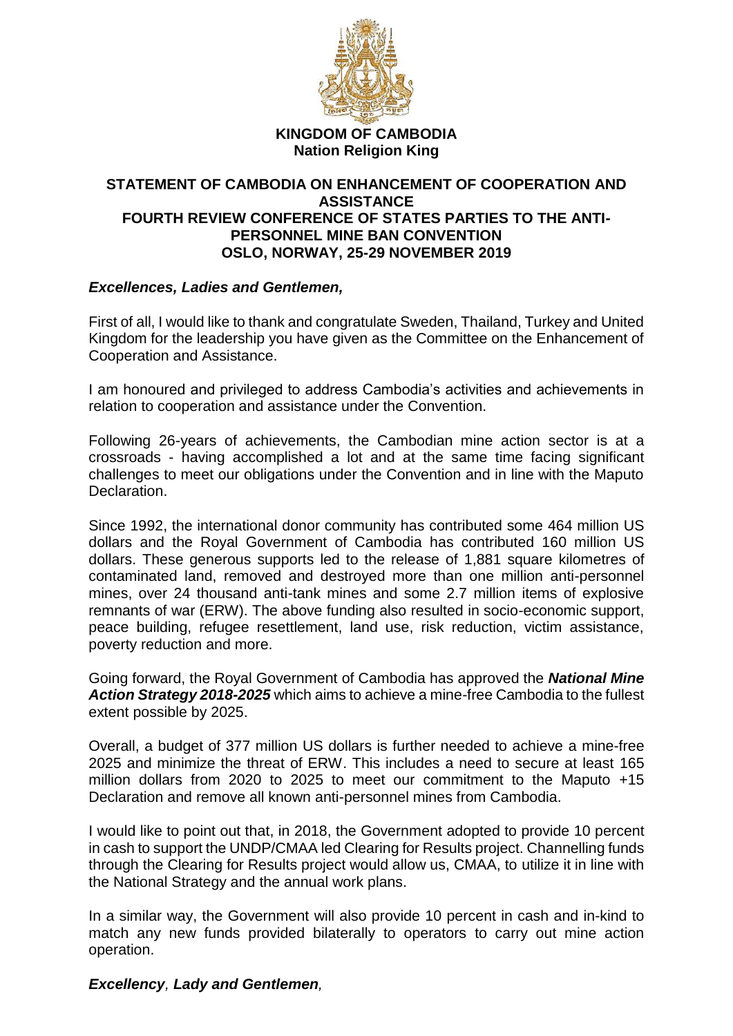**KINGDOM OF CAMBODIA**
**Nation Religion King**

# STATEMENT OF CAMBODIA ON ENHANCEMENT OF COOPERATION AND ASSISTANCE
# FOURTH REVIEW CONFERENCE OF STATES PARTIES TO THE ANTI-PERSONNEL MINE BAN CONVENTION
# OSLO, NORWAY, 25-29 NOVEMBER 2019

***Excellences, Ladies and Gentlemen,***

First of all, I would like to thank and congratulate Sweden, Thailand, Turkey and United Kingdom for the leadership you have given as the Committee on the Enhancement of Cooperation and Assistance.

I am honoured and privileged to address Cambodia's activities and achievements in relation to cooperation and assistance under the Convention.

Following 26-years of achievements, the Cambodian mine action sector is at a crossroads - having accomplished a lot and at the same time facing significant challenges to meet our obligations under the Convention and in line with the Maputo Declaration.

Since 1992, the international donor community has contributed some 464 million US dollars and the Royal Government of Cambodia has contributed 160 million US dollars. These generous supports led to the release of 1,881 square kilometres of contaminated land, removed and destroyed more than one million anti-personnel mines, over 24 thousand anti-tank mines and some 2.7 million items of explosive remnants of war (ERW). The above funding also resulted in socio-economic support, peace building, refugee resettlement, land use, risk reduction, victim assistance, poverty reduction and more.

Going forward, the Royal Government of Cambodia has approved the ***National Mine Action Strategy 2018-2025*** which aims to achieve a mine-free Cambodia to the fullest extent possible by 2025.

Overall, a budget of 377 million US dollars is further needed to achieve a mine-free 2025 and minimize the threat of ERW. This includes a need to secure at least 165 million dollars from 2020 to 2025 to meet our commitment to the Maputo +15 Declaration and remove all known anti-personnel mines from Cambodia.

I would like to point out that, in 2018, the Government adopted to provide 10 percent in cash to support the UNDP/CMAA led Clearing for Results project. Channelling funds through the Clearing for Results project would allow us, CMAA, to utilize it in line with the National Strategy and the annual work plans.

In a similar way, the Government will also provide 10 percent in cash and in-kind to match any new funds provided bilaterally to operators to carry out mine action operation.

***Excellency, Lady and Gentlemen,***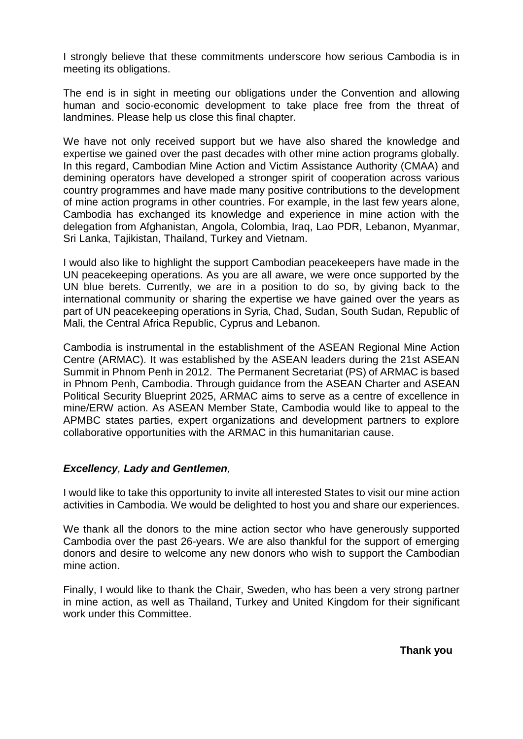I strongly believe that these commitments underscore how serious Cambodia is in meeting its obligations.

The end is in sight in meeting our obligations under the Convention and allowing human and socio-economic development to take place free from the threat of landmines. Please help us close this final chapter.

We have not only received support but we have also shared the knowledge and expertise we gained over the past decades with other mine action programs globally. In this regard, Cambodian Mine Action and Victim Assistance Authority (CMAA) and demining operators have developed a stronger spirit of cooperation across various country programmes and have made many positive contributions to the development of mine action programs in other countries. For example, in the last few years alone, Cambodia has exchanged its knowledge and experience in mine action with the delegation from Afghanistan, Angola, Colombia, Iraq, Lao PDR, Lebanon, Myanmar, Sri Lanka, Tajikistan, Thailand, Turkey and Vietnam.

I would also like to highlight the support Cambodian peacekeepers have made in the UN peacekeeping operations. As you are all aware, we were once supported by the UN blue berets. Currently, we are in a position to do so, by giving back to the international community or sharing the expertise we have gained over the years as part of UN peacekeeping operations in Syria, Chad, Sudan, South Sudan, Republic of Mali, the Central Africa Republic, Cyprus and Lebanon.

Cambodia is instrumental in the establishment of the ASEAN Regional Mine Action Centre (ARMAC). It was established by the ASEAN leaders during the 21st ASEAN Summit in Phnom Penh in 2012. The Permanent Secretariat (PS) of ARMAC is based in Phnom Penh, Cambodia. Through guidance from the ASEAN Charter and ASEAN Political Security Blueprint 2025, ARMAC aims to serve as a centre of excellence in mine/ERW action. As ASEAN Member State, Cambodia would like to appeal to the APMBC states parties, expert organizations and development partners to explore collaborative opportunities with the ARMAC in this humanitarian cause.

***Excellency, Lady and Gentlemen,***

I would like to take this opportunity to invite all interested States to visit our mine action activities in Cambodia. We would be delighted to host you and share our experiences.

We thank all the donors to the mine action sector who have generously supported Cambodia over the past 26-years. We are also thankful for the support of emerging donors and desire to welcome any new donors who wish to support the Cambodian mine action.

Finally, I would like to thank the Chair, Sweden, who has been a very strong partner in mine action, as well as Thailand, Turkey and United Kingdom for their significant work under this Committee.

**Thank you**